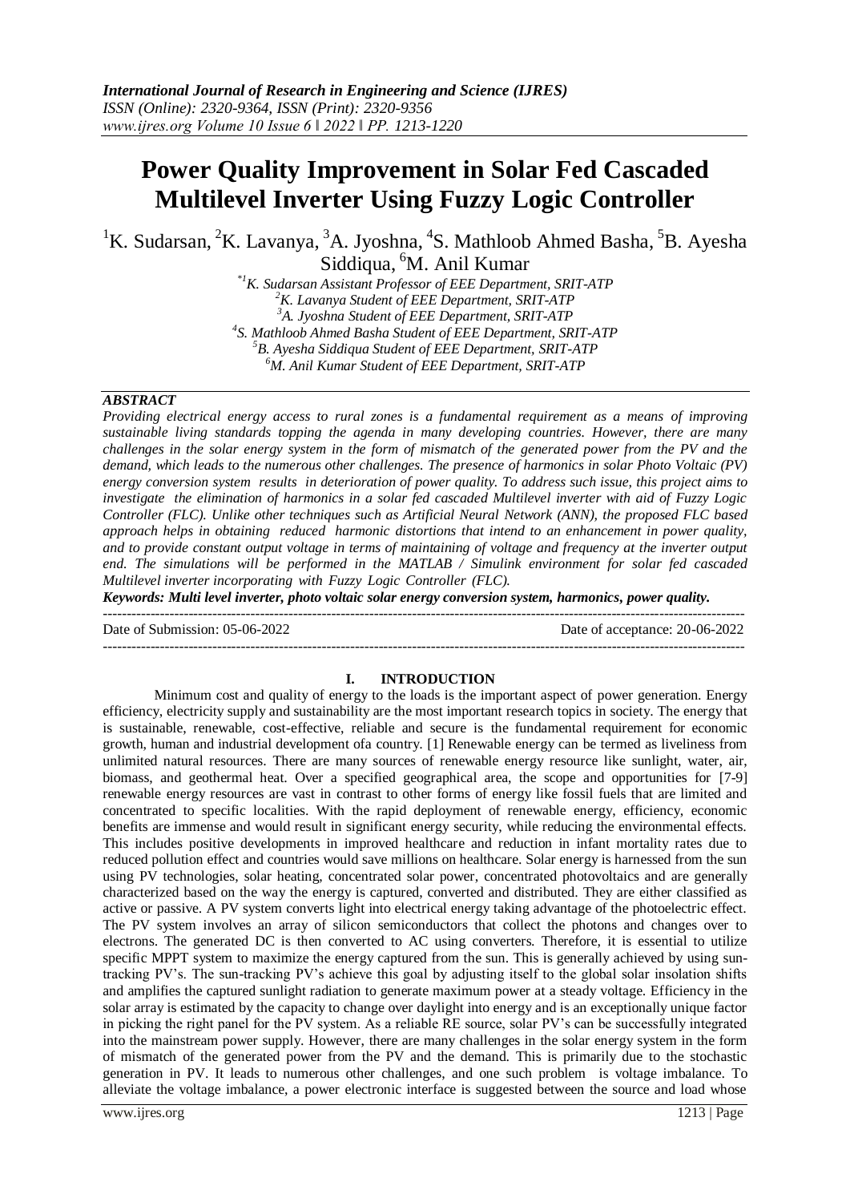# Power Quality Improvement in Solar Fed Cascaded Multilevel Inverter Using Fuzzy Logic Controller

[1]K. Sudarsan, [2]K. Lavanya, [3]A. Jyoshna, [4]S. Mathloob Ahmed Basha, [5]B. Ayesha Siddiqua, [6]M. Anil Kumar

*[*1]K. Sudarsan Assistant Professor of EEE Department, SRIT-ATP*
*[2]K. Lavanya Student of EEE Department, SRIT-ATP*
*[3]A. Jyoshna Student of EEE Department, SRIT-ATP*
*[4]S. Mathloob Ahmed Basha Student of EEE Department, SRIT-ATP*
*[5]B. Ayesha Siddiqua Student of EEE Department, SRIT-ATP*
*[6]M. Anil Kumar Student of EEE Department, SRIT-ATP*

***ABSTRACT***

*Providing electrical energy access to rural zones is a fundamental requirement as a means of improving sustainable living standards topping the agenda in many developing countries. However, there are many challenges in the solar energy system in the form of mismatch of the generated power from the PV and the demand, which leads to the numerous other challenges. The presence of harmonics in solar Photo Voltaic (PV) energy conversion system results in deterioration of power quality. To address such issue, this project aims to investigate the elimination of harmonics in a solar fed cascaded Multilevel inverter with aid of Fuzzy Logic Controller (FLC). Unlike other techniques such as Artificial Neural Network (ANN), the proposed FLC based approach helps in obtaining reduced harmonic distortions that intend to an enhancement in power quality, and to provide constant output voltage in terms of maintaining of voltage and frequency at the inverter output end. The simulations will be performed in the MATLAB / Simulink environment for solar fed cascaded Multilevel inverter incorporating with Fuzzy Logic Controller (FLC).*

***Keywords: Multi level inverter, photo voltaic solar energy conversion system, harmonics, power quality.***

---

Date of Submission: 05-06-2022 Date of acceptance: 20-06-2022

---

## I. INTRODUCTION

Minimum cost and quality of energy to the loads is the important aspect of power generation. Energy efficiency, electricity supply and sustainability are the most important research topics in society. The energy that is sustainable, renewable, cost-effective, reliable and secure is the fundamental requirement for economic growth, human and industrial development ofa country. [1] Renewable energy can be termed as liveliness from unlimited natural resources. There are many sources of renewable energy resource like sunlight, water, air, biomass, and geothermal heat. Over a specified geographical area, the scope and opportunities for [7-9] renewable energy resources are vast in contrast to other forms of energy like fossil fuels that are limited and concentrated to specific localities. With the rapid deployment of renewable energy, efficiency, economic benefits are immense and would result in significant energy security, while reducing the environmental effects. This includes positive developments in improved healthcare and reduction in infant mortality rates due to reduced pollution effect and countries would save millions on healthcare. Solar energy is harnessed from the sun using PV technologies, solar heating, concentrated solar power, concentrated photovoltaics and are generally characterized based on the way the energy is captured, converted and distributed. They are either classified as active or passive. A PV system converts light into electrical energy taking advantage of the photoelectric effect. The PV system involves an array of silicon semiconductors that collect the photons and changes over to electrons. The generated DC is then converted to AC using converters. Therefore, it is essential to utilize specific MPPT system to maximize the energy captured from the sun. This is generally achieved by using sun-tracking PV's. The sun-tracking PV's achieve this goal by adjusting itself to the global solar insolation shifts and amplifies the captured sunlight radiation to generate maximum power at a steady voltage. Efficiency in the solar array is estimated by the capacity to change over daylight into energy and is an exceptionally unique factor in picking the right panel for the PV system. As a reliable RE source, solar PV's can be successfully integrated into the mainstream power supply. However, there are many challenges in the solar energy system in the form of mismatch of the generated power from the PV and the demand. This is primarily due to the stochastic generation in PV. It leads to numerous other challenges, and one such problem is voltage imbalance. To alleviate the voltage imbalance, a power electronic interface is suggested between the source and load whose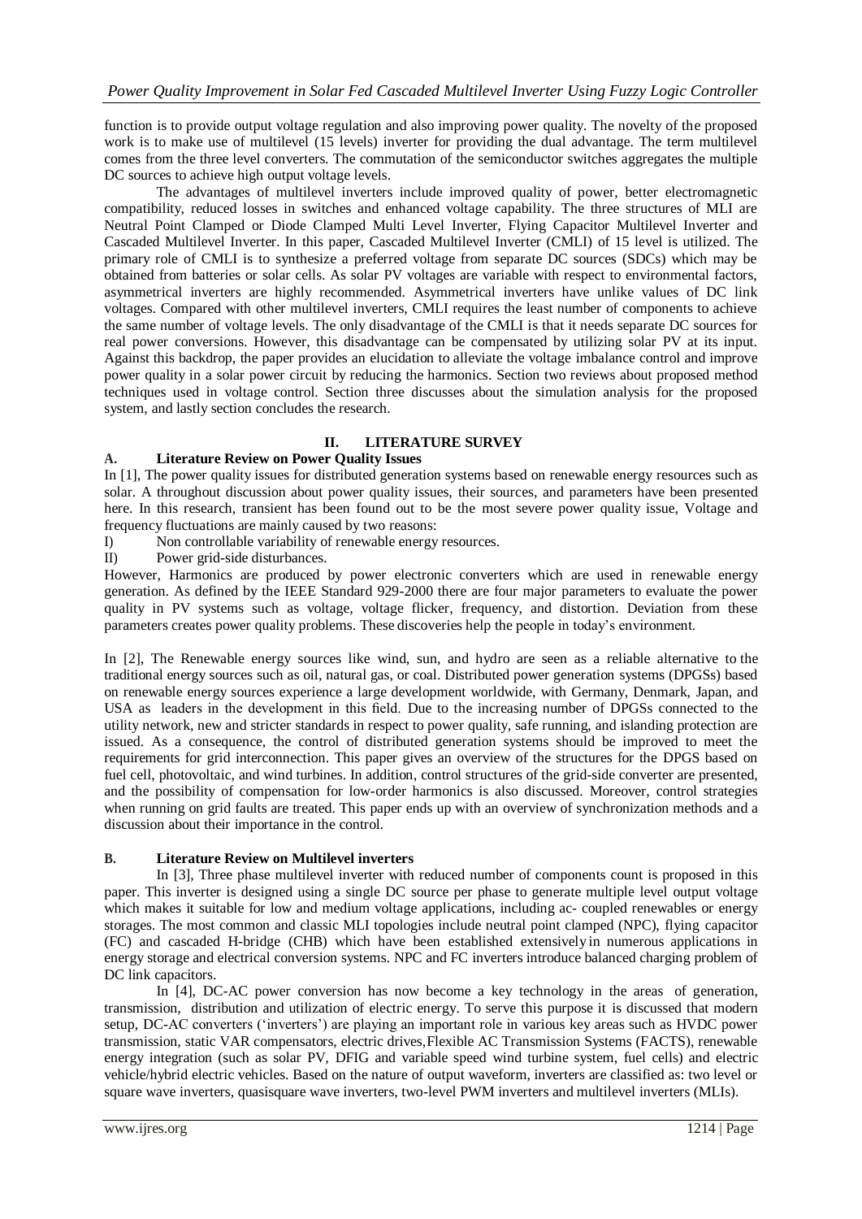function is to provide output voltage regulation and also improving power quality. The novelty of the proposed work is to make use of multilevel (15 levels) inverter for providing the dual advantage. The term multilevel comes from the three level converters. The commutation of the semiconductor switches aggregates the multiple DC sources to achieve high output voltage levels.

The advantages of multilevel inverters include improved quality of power, better electromagnetic compatibility, reduced losses in switches and enhanced voltage capability. The three structures of MLI are Neutral Point Clamped or Diode Clamped Multi Level Inverter, Flying Capacitor Multilevel Inverter and Cascaded Multilevel Inverter. In this paper, Cascaded Multilevel Inverter (CMLI) of 15 level is utilized. The primary role of CMLI is to synthesize a preferred voltage from separate DC sources (SDCs) which may be obtained from batteries or solar cells. As solar PV voltages are variable with respect to environmental factors, asymmetrical inverters are highly recommended. Asymmetrical inverters have unlike values of DC link voltages. Compared with other multilevel inverters, CMLI requires the least number of components to achieve the same number of voltage levels. The only disadvantage of the CMLI is that it needs separate DC sources for real power conversions. However, this disadvantage can be compensated by utilizing solar PV at its input. Against this backdrop, the paper provides an elucidation to alleviate the voltage imbalance control and improve power quality in a solar power circuit by reducing the harmonics. Section two reviews about proposed method techniques used in voltage control. Section three discusses about the simulation analysis for the proposed system, and lastly section concludes the research.

## II. LITERATURE SURVEY

### A. Literature Review on Power Quality Issues

In [1], The power quality issues for distributed generation systems based on renewable energy resources such as solar. A throughout discussion about power quality issues, their sources, and parameters have been presented here. In this research, transient has been found out to be the most severe power quality issue, Voltage and frequency fluctuations are mainly caused by two reasons:

I) Non controllable variability of renewable energy resources.

II) Power grid-side disturbances.

However, Harmonics are produced by power electronic converters which are used in renewable energy generation. As defined by the IEEE Standard 929-2000 there are four major parameters to evaluate the power quality in PV systems such as voltage, voltage flicker, frequency, and distortion. Deviation from these parameters creates power quality problems. These discoveries help the people in today's environment.

In [2], The Renewable energy sources like wind, sun, and hydro are seen as a reliable alternative to the traditional energy sources such as oil, natural gas, or coal. Distributed power generation systems (DPGSs) based on renewable energy sources experience a large development worldwide, with Germany, Denmark, Japan, and USA as leaders in the development in this field. Due to the increasing number of DPGSs connected to the utility network, new and stricter standards in respect to power quality, safe running, and islanding protection are issued. As a consequence, the control of distributed generation systems should be improved to meet the requirements for grid interconnection. This paper gives an overview of the structures for the DPGS based on fuel cell, photovoltaic, and wind turbines. In addition, control structures of the grid-side converter are presented, and the possibility of compensation for low-order harmonics is also discussed. Moreover, control strategies when running on grid faults are treated. This paper ends up with an overview of synchronization methods and a discussion about their importance in the control.

### B. Literature Review on Multilevel inverters

In [3], Three phase multilevel inverter with reduced number of components count is proposed in this paper. This inverter is designed using a single DC source per phase to generate multiple level output voltage which makes it suitable for low and medium voltage applications, including ac- coupled renewables or energy storages. The most common and classic MLI topologies include neutral point clamped (NPC), flying capacitor (FC) and cascaded H-bridge (CHB) which have been established extensively in numerous applications in energy storage and electrical conversion systems. NPC and FC inverters introduce balanced charging problem of DC link capacitors.

In [4], DC-AC power conversion has now become a key technology in the areas of generation, transmission, distribution and utilization of electric energy. To serve this purpose it is discussed that modern setup, DC-AC converters ('inverters') are playing an important role in various key areas such as HVDC power transmission, static VAR compensators, electric drives,Flexible AC Transmission Systems (FACTS), renewable energy integration (such as solar PV, DFIG and variable speed wind turbine system, fuel cells) and electric vehicle/hybrid electric vehicles. Based on the nature of output waveform, inverters are classified as: two level or square wave inverters, quasisquare wave inverters, two-level PWM inverters and multilevel inverters (MLIs).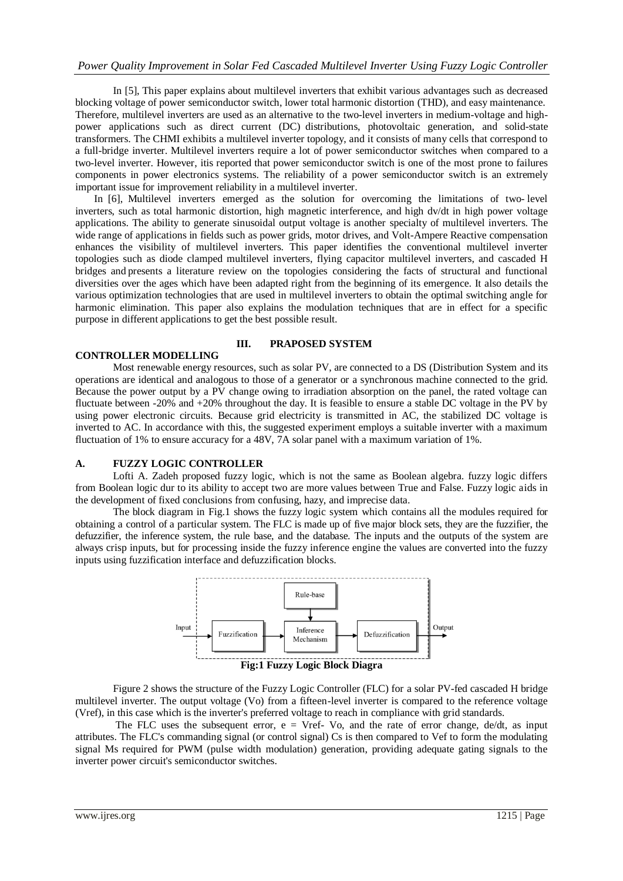In [5], This paper explains about multilevel inverters that exhibit various advantages such as decreased blocking voltage of power semiconductor switch, lower total harmonic distortion (THD), and easy maintenance. Therefore, multilevel inverters are used as an alternative to the two-level inverters in medium-voltage and high-power applications such as direct current (DC) distributions, photovoltaic generation, and solid-state transformers. The CHMI exhibits a multilevel inverter topology, and it consists of many cells that correspond to a full-bridge inverter. Multilevel inverters require a lot of power semiconductor switches when compared to a two-level inverter. However, itis reported that power semiconductor switch is one of the most prone to failures components in power electronics systems. The reliability of a power semiconductor switch is an extremely important issue for improvement reliability in a multilevel inverter.

In [6], Multilevel inverters emerged as the solution for overcoming the limitations of two- level inverters, such as total harmonic distortion, high magnetic interference, and high dv/dt in high power voltage applications. The ability to generate sinusoidal output voltage is another specialty of multilevel inverters. The wide range of applications in fields such as power grids, motor drives, and Volt-Ampere Reactive compensation enhances the visibility of multilevel inverters. This paper identifies the conventional multilevel inverter topologies such as diode clamped multilevel inverters, flying capacitor multilevel inverters, and cascaded H bridges and presents a literature review on the topologies considering the facts of structural and functional diversities over the ages which have been adapted right from the beginning of its emergence. It also details the various optimization technologies that are used in multilevel inverters to obtain the optimal switching angle for harmonic elimination. This paper also explains the modulation techniques that are in effect for a specific purpose in different applications to get the best possible result.

## III. PRAPOSED SYSTEM

### CONTROLLER MODELLING

Most renewable energy resources, such as solar PV, are connected to a DS (Distribution System and its operations are identical and analogous to those of a generator or a synchronous machine connected to the grid. Because the power output by a PV change owing to irradiation absorption on the panel, the rated voltage can fluctuate between -20% and +20% throughout the day. It is feasible to ensure a stable DC voltage in the PV by using power electronic circuits. Because grid electricity is transmitted in AC, the stabilized DC voltage is inverted to AC. In accordance with this, the suggested experiment employs a suitable inverter with a maximum fluctuation of 1% to ensure accuracy for a 48V, 7A solar panel with a maximum variation of 1%.

### A. FUZZY LOGIC CONTROLLER

Lofti A. Zadeh proposed fuzzy logic, which is not the same as Boolean algebra. fuzzy logic differs from Boolean logic dur to its ability to accept two are more values between True and False. Fuzzy logic aids in the development of fixed conclusions from confusing, hazy, and imprecise data.

The block diagram in Fig.1 shows the fuzzy logic system which contains all the modules required for obtaining a control of a particular system. The FLC is made up of five major block sets, they are the fuzzifier, the defuzzifier, the inference system, the rule base, and the database. The inputs and the outputs of the system are always crisp inputs, but for processing inside the fuzzy inference engine the values are converted into the fuzzy inputs using fuzzification interface and defuzzification blocks.

**Fig:1 Fuzzy Logic Block Diagra**

Figure 2 shows the structure of the Fuzzy Logic Controller (FLC) for a solar PV-fed cascaded H bridge multilevel inverter. The output voltage (Vo) from a fifteen-level inverter is compared to the reference voltage (Vref), in this case which is the inverter's preferred voltage to reach in compliance with grid standards.

The FLC uses the subsequent error, e = Vref- Vo, and the rate of error change, de/dt, as input attributes. The FLC's commanding signal (or control signal) Cs is then compared to Vef to form the modulating signal Ms required for PWM (pulse width modulation) generation, providing adequate gating signals to the inverter power circuit's semiconductor switches.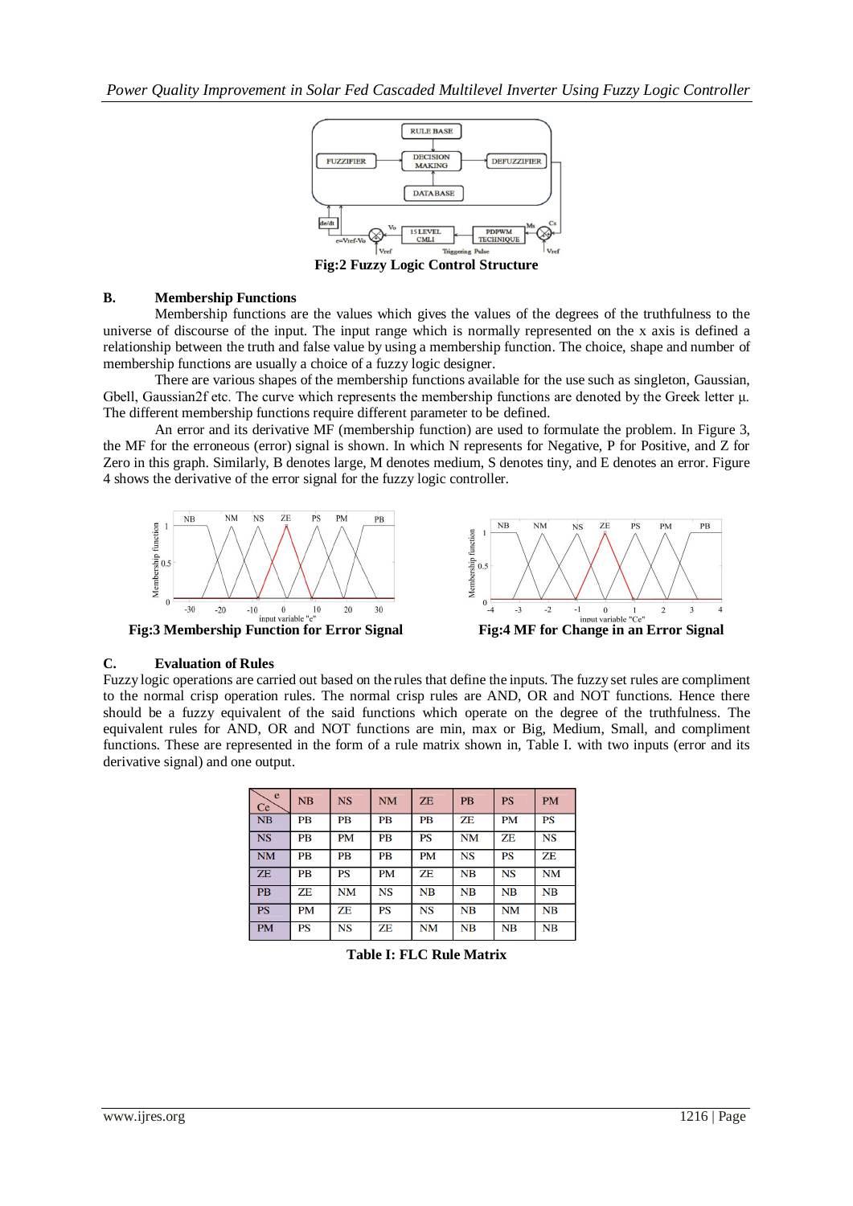Fig:2 Fuzzy Logic Control Structure

### B. Membership Functions

Membership functions are the values which gives the values of the degrees of the truthfulness to the universe of discourse of the input. The input range which is normally represented on the x axis is defined a relationship between the truth and false value by using a membership function. The choice, shape and number of membership functions are usually a choice of a fuzzy logic designer.

There are various shapes of the membership functions available for the use such as singleton, Gaussian, Gbell, Gaussian2f etc. The curve which represents the membership functions are denoted by the Greek letter μ. The different membership functions require different parameter to be defined.

An error and its derivative MF (membership function) are used to formulate the problem. In Figure 3, the MF for the erroneous (error) signal is shown. In which N represents for Negative, P for Positive, and Z for Zero in this graph. Similarly, B denotes large, M denotes medium, S denotes tiny, and E denotes an error. Figure 4 shows the derivative of the error signal for the fuzzy logic controller.

Fig:3 Membership Function for Error Signal

Fig:4 MF for Change in an Error Signal

### C. Evaluation of Rules

Fuzzy logic operations are carried out based on the rules that define the inputs. The fuzzy set rules are compliment to the normal crisp operation rules. The normal crisp rules are AND, OR and NOT functions. Hence there should be a fuzzy equivalent of the said functions which operate on the degree of the truthfulness. The equivalent rules for AND, OR and NOT functions are min, max or Big, Medium, Small, and compliment functions. These are represented in the form of a rule matrix shown in, Table I. with two inputs (error and its derivative signal) and one output.

| Ce \ e | NB | NS | NM | ZE | PB | PS | PM |
|---|---|---|---|---|---|---|---|
| NB | PB | PB | PB | PB | ZE | PM | PS |
| NS | PB | PM | PB | PS | NM | ZE | NS |
| NM | PB | PB | PB | PM | NS | PS | ZE |
| ZE | PB | PS | PM | ZE | NB | NS | NM |
| PB | ZE | NM | NS | NB | NB | NB | NB |
| PS | PM | ZE | PS | NS | NB | NM | NB |
| PM | PS | NS | ZE | NM | NB | NB | NB |

Table I: FLC Rule Matrix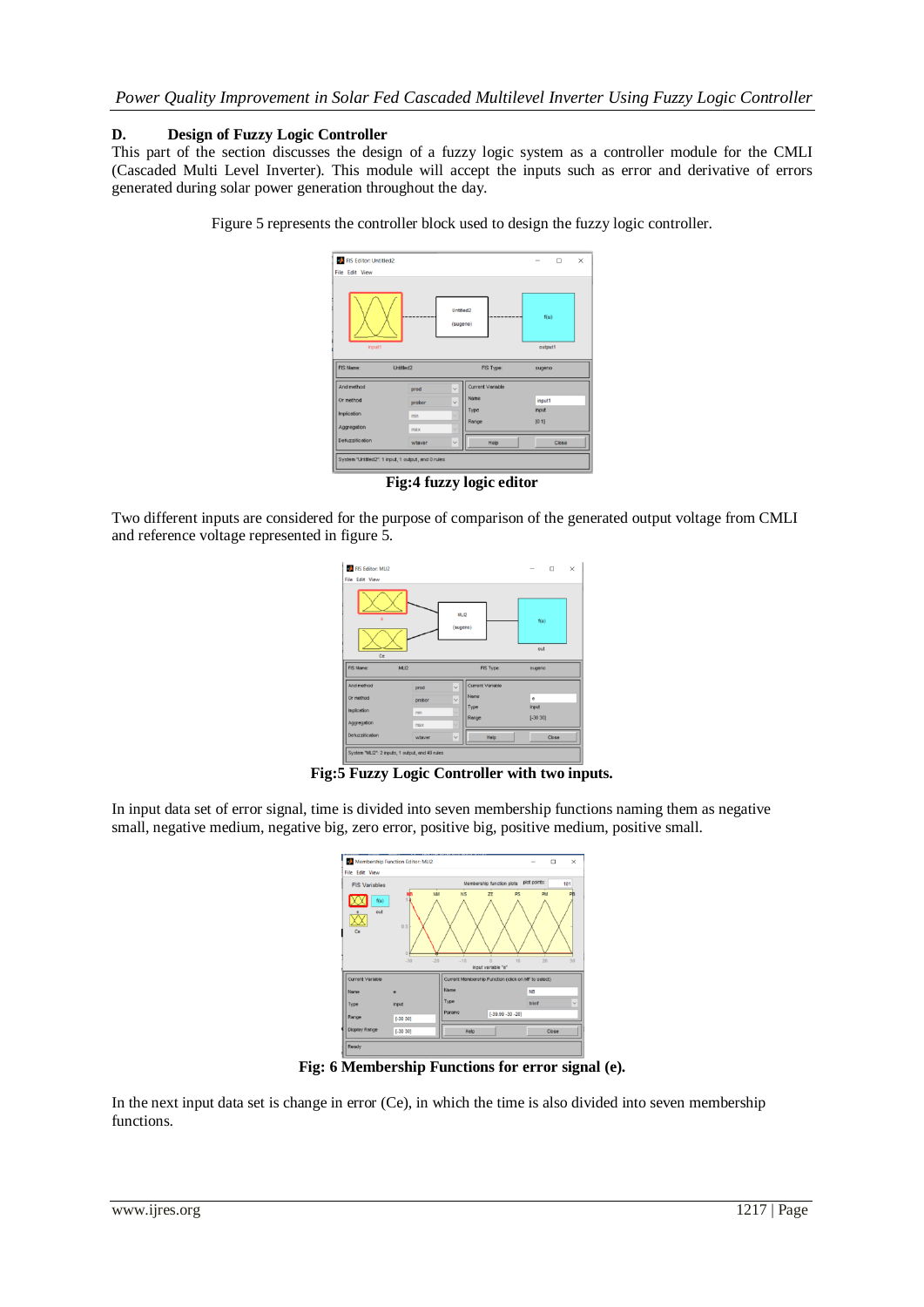### D. Design of Fuzzy Logic Controller

This part of the section discusses the design of a fuzzy logic system as a controller module for the CMLI (Cascaded Multi Level Inverter). This module will accept the inputs such as error and derivative of errors generated during solar power generation throughout the day.

Figure 5 represents the controller block used to design the fuzzy logic controller.

**Fig:4 fuzzy logic editor**

Two different inputs are considered for the purpose of comparison of the generated output voltage from CMLI and reference voltage represented in figure 5.

**Fig:5 Fuzzy Logic Controller with two inputs.**

In input data set of error signal, time is divided into seven membership functions naming them as negative small, negative medium, negative big, zero error, positive big, positive medium, positive small.

**Fig: 6 Membership Functions for error signal (e).**

In the next input data set is change in error (Ce), in which the time is also divided into seven membership functions.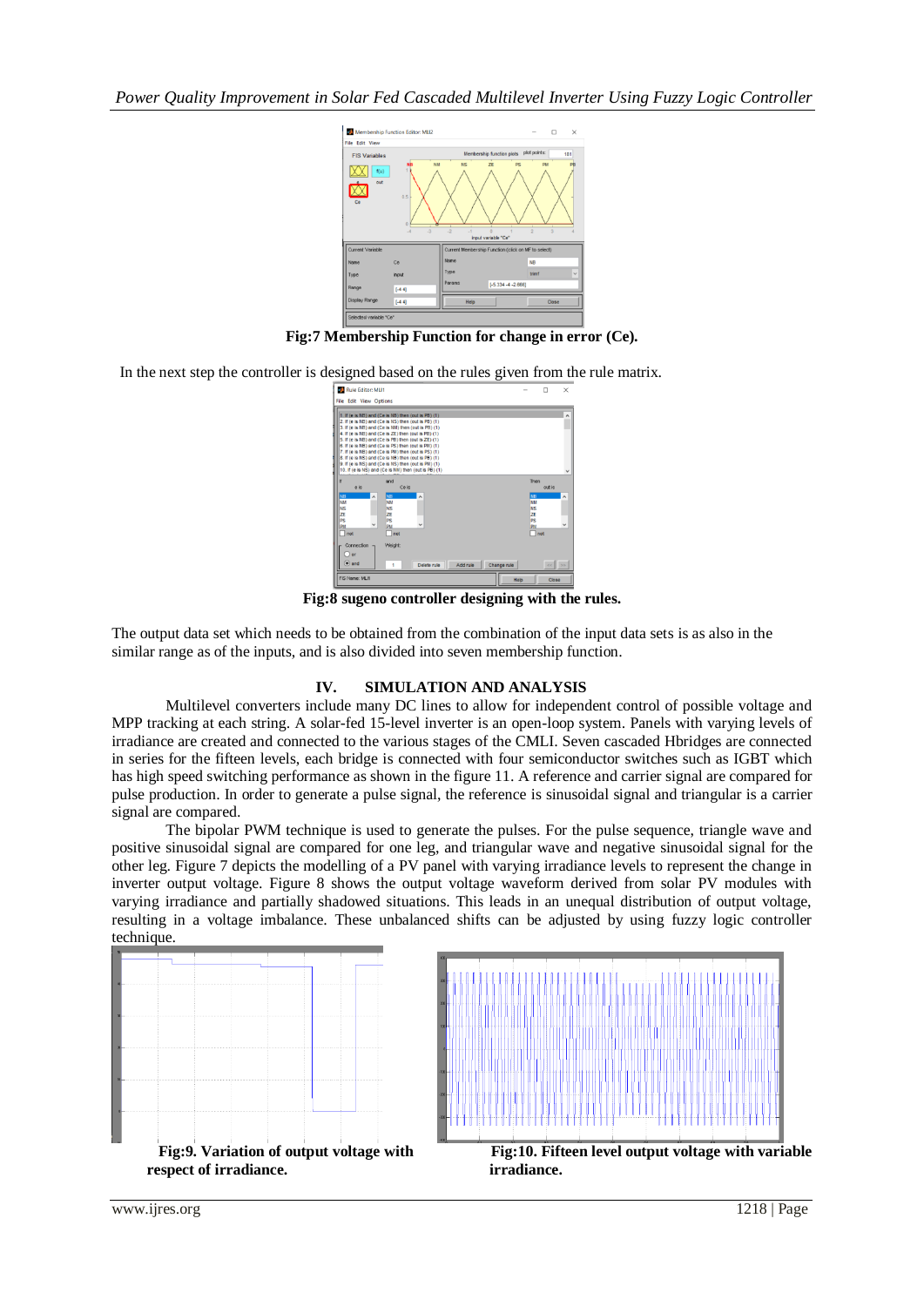Fig:7 Membership Function for change in error (Ce).

In the next step the controller is designed based on the rules given from the rule matrix.

Fig:8 sugeno controller designing with the rules.

The output data set which needs to be obtained from the combination of the input data sets is as also in the similar range as of the inputs, and is also divided into seven membership function.

## IV. SIMULATION AND ANALYSIS

Multilevel converters include many DC lines to allow for independent control of possible voltage and MPP tracking at each string. A solar-fed 15-level inverter is an open-loop system. Panels with varying levels of irradiance are created and connected to the various stages of the CMLI. Seven cascaded Hbridges are connected in series for the fifteen levels, each bridge is connected with four semiconductor switches such as IGBT which has high speed switching performance as shown in the figure 11. A reference and carrier signal are compared for pulse production. In order to generate a pulse signal, the reference is sinusoidal signal and triangular is a carrier signal are compared.

The bipolar PWM technique is used to generate the pulses. For the pulse sequence, triangle wave and positive sinusoidal signal are compared for one leg, and triangular wave and negative sinusoidal signal for the other leg. Figure 7 depicts the modelling of a PV panel with varying irradiance levels to represent the change in inverter output voltage. Figure 8 shows the output voltage waveform derived from solar PV modules with varying irradiance and partially shadowed situations. This leads in an unequal distribution of output voltage, resulting in a voltage imbalance. These unbalanced shifts can be adjusted by using fuzzy logic controller technique.

Fig:9. Variation of output voltage with respect of irradiance.

Fig:10. Fifteen level output voltage with variable irradiance.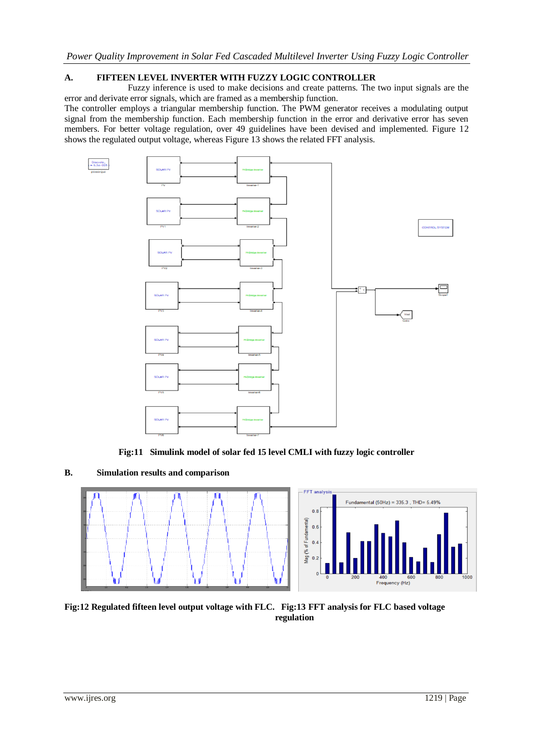## A. FIFTEEN LEVEL INVERTER WITH FUZZY LOGIC CONTROLLER

Fuzzy inference is used to make decisions and create patterns. The two input signals are the error and derivate error signals, which are framed as a membership function.

The controller employs a triangular membership function. The PWM generator receives a modulating output signal from the membership function. Each membership function in the error and derivative error has seven members. For better voltage regulation, over 49 guidelines have been devised and implemented. Figure 12 shows the regulated output voltage, whereas Figure 13 shows the related FFT analysis.

**Fig:11 Simulink model of solar fed 15 level CMLI with fuzzy logic controller**

## B. Simulation results and comparison

**Fig:12 Regulated fifteen level output voltage with FLC. Fig:13 FFT analysis for FLC based voltage regulation**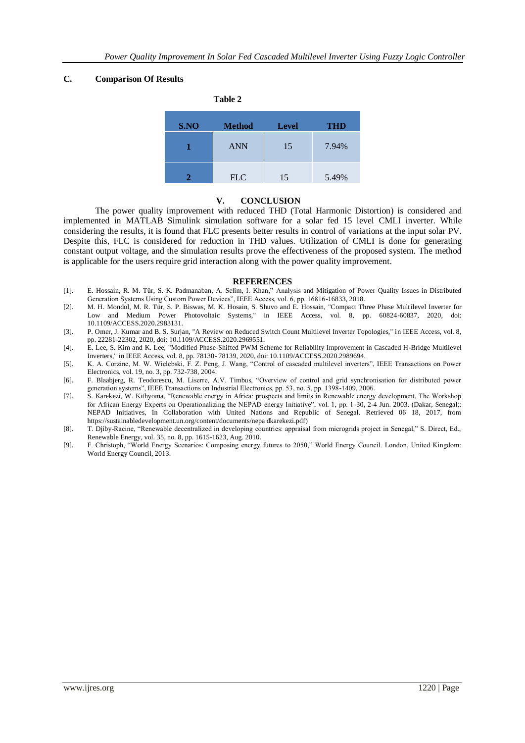### C. Comparison Of Results

**Table 2**

| S.NO | Method | Level | THD |
|---|---|---|---|
| 1 | ANN | 15 | 7.94% |
| 2 | FLC | 15 | 5.49% |

## V. CONCLUSION

The power quality improvement with reduced THD (Total Harmonic Distortion) is considered and implemented in MATLAB Simulink simulation software for a solar fed 15 level CMLI inverter. While considering the results, it is found that FLC presents better results in control of variations at the input solar PV. Despite this, FLC is considered for reduction in THD values. Utilization of CMLI is done for generating constant output voltage, and the simulation results prove the effectiveness of the proposed system. The method is applicable for the users require grid interaction along with the power quality improvement.

## REFERENCES

[1]. E. Hossain, R. M. Tür, S. K. Padmanaban, A. Selim, I. Khan," Analysis and Mitigation of Power Quality Issues in Distributed Generation Systems Using Custom Power Devices", IEEE Access, vol. 6, pp. 16816-16833, 2018.

[2]. M. H. Mondol, M. R. Tür, S. P. Biswas, M. K. Hosain, S. Shuvo and E. Hossain, "Compact Three Phase Multilevel Inverter for Low and Medium Power Photovoltaic Systems," in IEEE Access, vol. 8, pp. 60824-60837, 2020, doi: 10.1109/ACCESS.2020.2983131.

[3]. P. Omer, J. Kumar and B. S. Surjan, "A Review on Reduced Switch Count Multilevel Inverter Topologies," in IEEE Access, vol. 8, pp. 22281-22302, 2020, doi: 10.1109/ACCESS.2020.2969551.

[4]. E. Lee, S. Kim and K. Lee, "Modified Phase-Shifted PWM Scheme for Reliability Improvement in Cascaded H-Bridge Multilevel Inverters," in IEEE Access, vol. 8, pp. 78130- 78139, 2020, doi: 10.1109/ACCESS.2020.2989694.

[5]. K. A. Corzine, M. W. Wielebski, F. Z. Peng, J. Wang, "Control of cascaded multilevel inverters", IEEE Transactions on Power Electronics, vol. 19, no. 3, pp. 732-738, 2004.

[6]. F. Blaabjerg, R. Teodorescu, M. Liserre, A.V. Timbus, "Overview of control and grid synchronisation for distributed power generation systems", IEEE Transactions on Industrial Electronics, pp. 53, no. 5, pp. 1398-1409, 2006.

[7]. S. Karekezi, W. Kithyoma, "Renewable energy in Africa: prospects and limits in Renewable energy development, The Workshop for African Energy Experts on Operationalizing the NEPAD energy Initiative", vol. 1, pp. 1-30, 2-4 Jun. 2003. (Dakar, Senegal;: NEPAD Initiatives, In Collaboration with United Nations and Republic of Senegal. Retrieved 06 18, 2017, from https://sustainabledevelopment.un.org/content/documents/nepa dkarekezi.pdf)

[8]. T. Djiby-Racine, "Renewable decentralized in developing countries: appraisal from microgrids project in Senegal," S. Direct, Ed., Renewable Energy, vol. 35, no. 8, pp. 1615-1623, Aug. 2010.

[9]. F. Christoph, "World Energy Scenarios: Composing energy futures to 2050," World Energy Council. London, United Kingdom: World Energy Council, 2013.